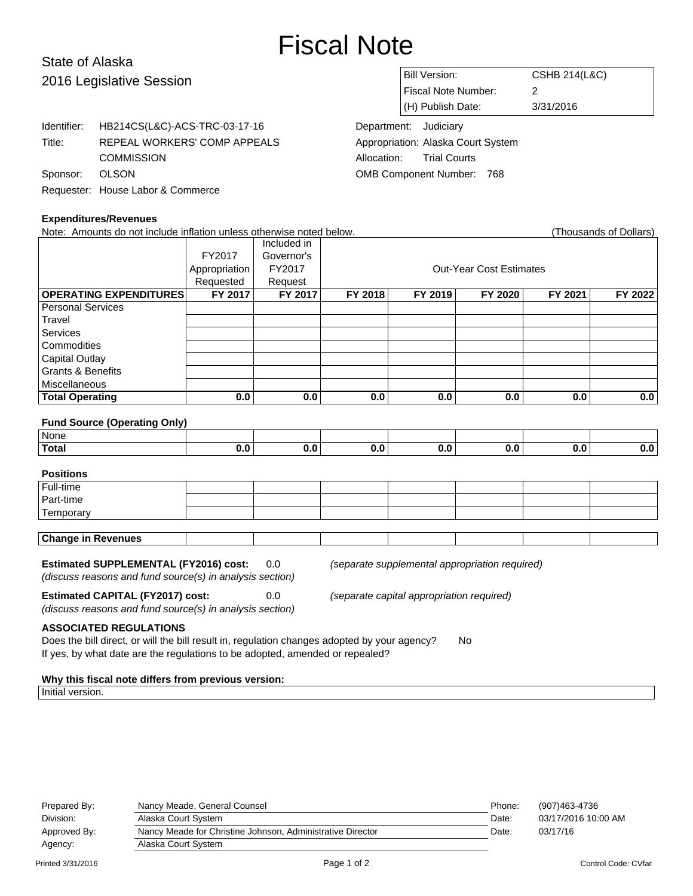# Fiscal Note

## State of Alaska
## 2016 Legislative Session

| | |
|---|---|
| Bill Version: | CSHB 214(L&C) |
| Fiscal Note Number: | 2 |
| (H) Publish Date: | 3/31/2016 |

Identifier: HB214CS(L&C)-ACS-TRC-03-17-16
Title: REPEAL WORKERS' COMP APPEALS COMMISSION
Sponsor: OLSON
Requester: House Labor & Commerce

Department: Judiciary
Appropriation: Alaska Court System
Allocation: Trial Courts
OMB Component Number: 768

**Expenditures/Revenues**

Note: Amounts do not include inflation unless otherwise noted below. (Thousands of Dollars)

| | FY2017 Appropriation Requested | Included in Governor's FY2017 Request | Out-Year Cost Estimates | | | | |
|---|---|---|---|---|---|---|---|
| **OPERATING EXPENDITURES** | **FY 2017** | **FY 2017** | **FY 2018** | **FY 2019** | **FY 2020** | **FY 2021** | **FY 2022** |
| Personal Services | | | | | | | |
| Travel | | | | | | | |
| Services | | | | | | | |
| Commodities | | | | | | | |
| Capital Outlay | | | | | | | |
| Grants & Benefits | | | | | | | |
| Miscellaneous | | | | | | | |
| **Total Operating** | **0.0** | **0.0** | **0.0** | **0.0** | **0.0** | **0.0** | **0.0** |

**Fund Source (Operating Only)**

| | | | | | | | |
|---|---|---|---|---|---|---|---|
| None | | | | | | | |
| **Total** | **0.0** | **0.0** | **0.0** | **0.0** | **0.0** | **0.0** | **0.0** |

**Positions**

| | | | | | | | |
|---|---|---|---|---|---|---|---|
| Full-time | | | | | | | |
| Part-time | | | | | | | |
| Temporary | | | | | | | |

| | | | | | | | |
|---|---|---|---|---|---|---|---|
| **Change in Revenues** | | | | | | | |

**Estimated SUPPLEMENTAL (FY2016) cost:** 0.0 *(separate supplemental appropriation required)*
*(discuss reasons and fund source(s) in analysis section)*

**Estimated CAPITAL (FY2017) cost:** 0.0 *(separate capital appropriation required)*
*(discuss reasons and fund source(s) in analysis section)*

**ASSOCIATED REGULATIONS**

Does the bill direct, or will the bill result in, regulation changes adopted by your agency? No
If yes, by what date are the regulations to be adopted, amended or repealed?

**Why this fiscal note differs from previous version:**

Initial version.

| | | | |
|---|---|---|---|
| Prepared By: | Nancy Meade, General Counsel | Phone: | (907)463-4736 |
| Division: | Alaska Court System | Date: | 03/17/2016 10:00 AM |
| Approved By: | Nancy Meade for Christine Johnson, Administrative Director | Date: | 03/17/16 |
| Agency: | Alaska Court System | | |

Printed 3/31/2016 Control Code: CVfar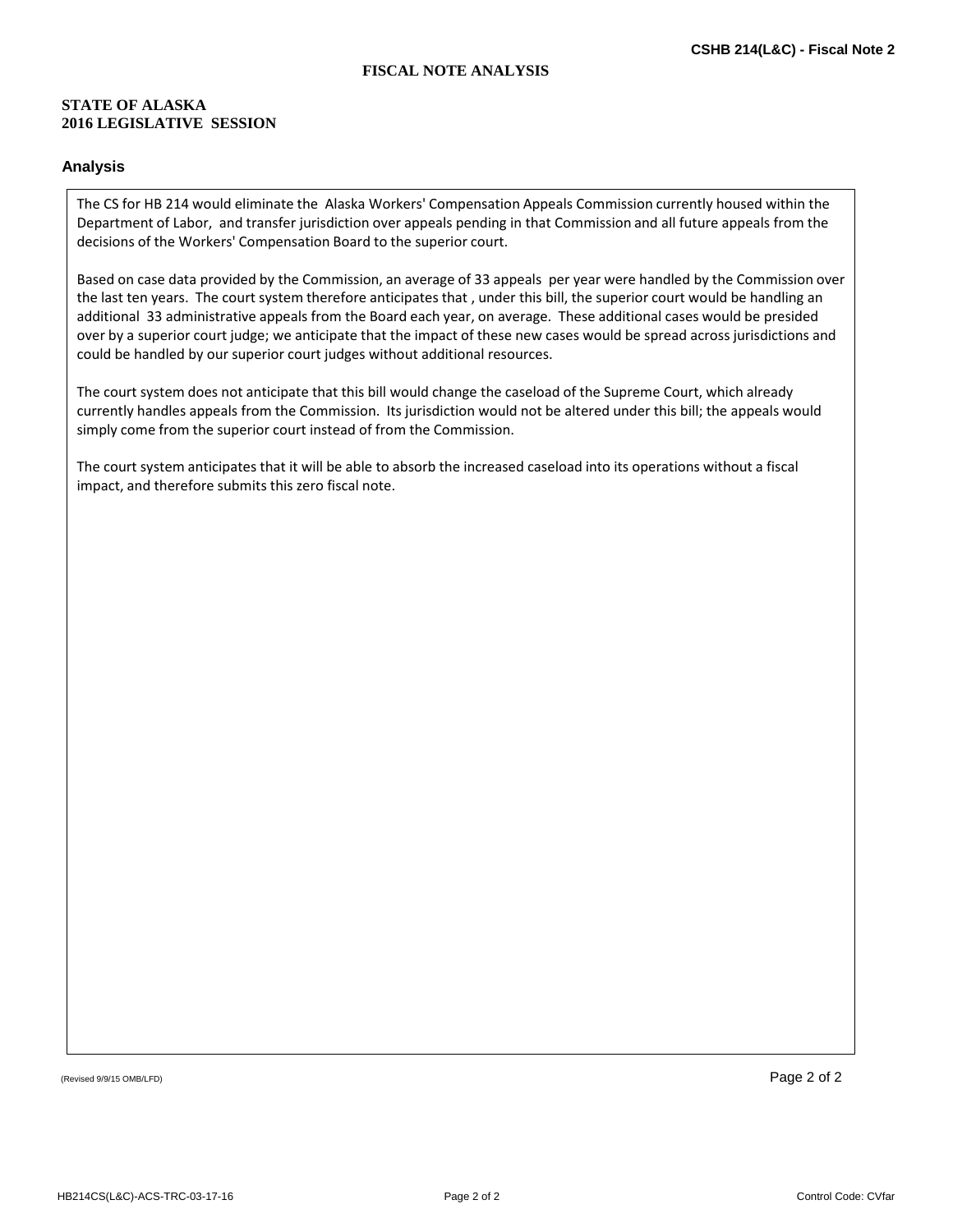**FISCAL NOTE ANALYSIS**

**STATE OF ALASKA**
**2016 LEGISLATIVE SESSION**

## Analysis

The CS for HB 214 would eliminate the Alaska Workers' Compensation Appeals Commission currently housed within the Department of Labor, and transfer jurisdiction over appeals pending in that Commission and all future appeals from the decisions of the Workers' Compensation Board to the superior court.

Based on case data provided by the Commission, an average of 33 appeals per year were handled by the Commission over the last ten years. The court system therefore anticipates that , under this bill, the superior court would be handling an additional 33 administrative appeals from the Board each year, on average. These additional cases would be presided over by a superior court judge; we anticipate that the impact of these new cases would be spread across jurisdictions and could be handled by our superior court judges without additional resources.

The court system does not anticipate that this bill would change the caseload of the Supreme Court, which already currently handles appeals from the Commission. Its jurisdiction would not be altered under this bill; the appeals would simply come from the superior court instead of from the Commission.

The court system anticipates that it will be able to absorb the increased caseload into its operations without a fiscal impact, and therefore submits this zero fiscal note.